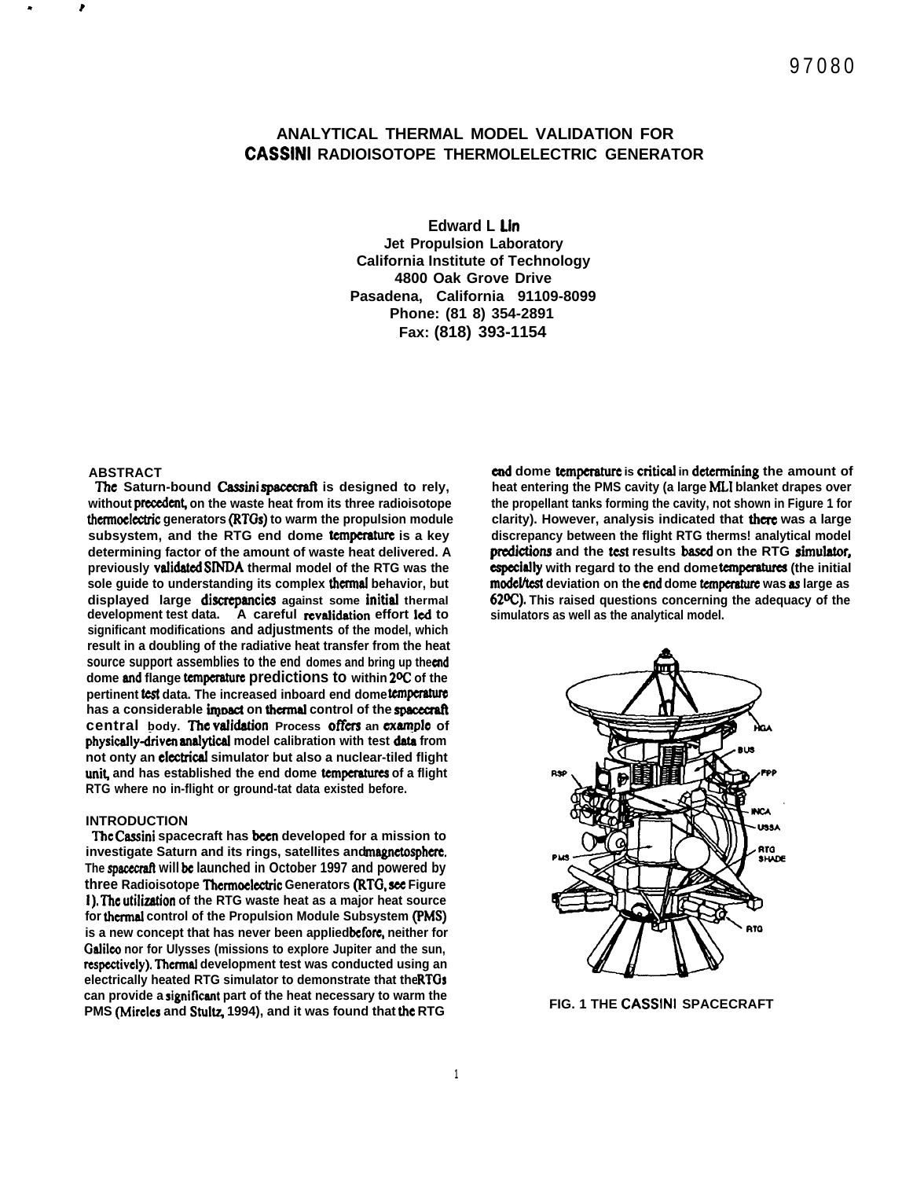97080

# ANALYTICAL THERMAL MODEL VALIDATION FOR CASSINI RADIOISOTOPE THERMOLELECTRIC GENERATOR

**Edward L Lin**
**Jet Propulsion Laboratory**
**California Institute of Technology**
**4800 Oak Grove Drive**
**Pasadena, California 91109-8099**
**Phone: (81 8) 354-2891**
**Fax: (818) 393-1154**

## ABSTRACT

The Saturn-bound Cassini spacecraft is designed to rely, without precedent, on the waste heat from its three radioisotope thermoelectric generators (RTGs) to warm the propulsion module subsystem, and the RTG end dome temperature is a key determining factor of the amount of waste heat delivered. A previously validated SINDA thermal model of the RTG was the sole guide to understanding its complex thermal behavior, but displayed large discrepancies against some initial thermal development test data. A careful revalidation effort led to significant modifications and adjustments of the model, which result in a doubling of the radiative heat transfer from the heat source support assemblies to the end domes and bring up the end dome and flange temperature predictions to within 2°C of the pertinent test data. The increased inboard end dome temperature has a considerable impact on thermal control of the spacecraft central body. The validation Process offers an example of physically-driven analytical model calibration with test data from not onty an electrical simulator but also a nuclear-tiled flight unit, and has established the end dome temperatures of a flight RTG where no in-flight or ground-tat data existed before.

## INTRODUCTION

The Cassini spacecraft has been developed for a mission to investigate Saturn and its rings, satellites and magnetosphere. The spacecraft will be launched in October 1997 and powered by three Radioisotope Thermoelectric Generators (RTG, see Figure 1). The utilization of the RTG waste heat as a major heat source for thermal control of the Propulsion Module Subsystem (PMS) is a new concept that has never been applied before, neither for Galileo nor for Ulysses (missions to explore Jupiter and the sun, respectively). Thermal development test was conducted using an electrically heated RTG simulator to demonstrate that the RTGs can provide a significant part of the heat necessary to warm the PMS (Mireles and Stultz, 1994), and it was found that the RTG end dome temperature is critical in determining the amount of heat entering the PMS cavity (a large MLI blanket drapes over the propellant tanks forming the cavity, not shown in Figure 1 for clarity). However, analysis indicated that there was a large discrepancy between the flight RTG therms! analytical model predictions and the test results based on the RTG simulator, especially with regard to the end dome temperatures (the initial model/test deviation on the end dome temperature was as large as 62°C). This raised questions concerning the adequacy of the simulators as well as the analytical model.

FIG. 1 THE CASSINI SPACECRAFT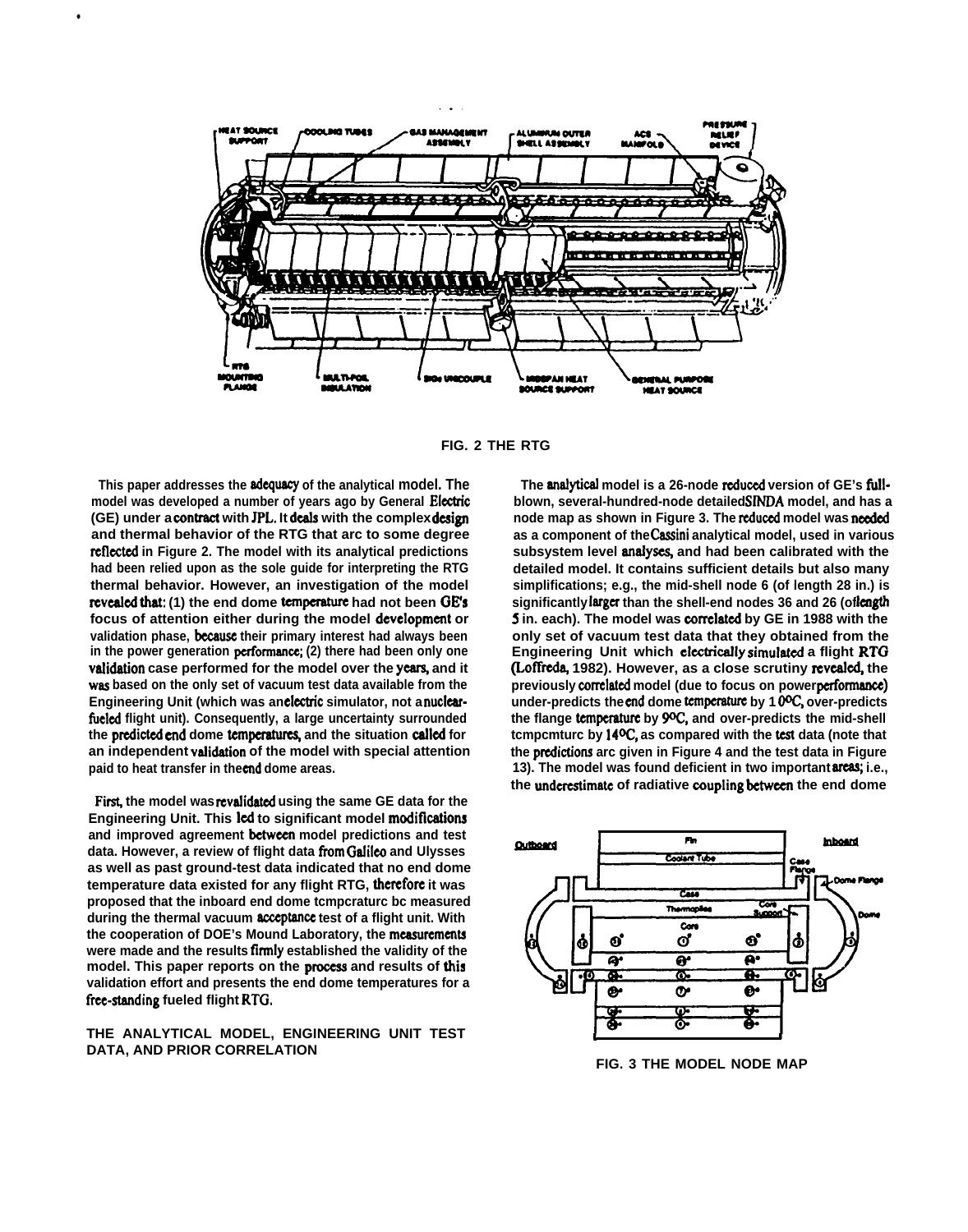FIG. 2 THE RTG

This paper addresses the adequacy of the analytical model. The model was developed a number of years ago by General Electric (GE) under a contract with JPL. It deals with the complex design and thermal behavior of the RTG that arc to some degree reflected in Figure 2. The model with its analytical predictions had been relied upon as the sole guide for interpreting the RTG thermal behavior. However, an investigation of the model revealed that: (1) the end dome temperature had not been GE's focus of attention either during the model development or validation phase, because their primary interest had always been in the power generation performance; (2) there had been only one validation case performed for the model over the years, and it was based on the only set of vacuum test data available from the Engineering Unit (which was an electric simulator, not a nuclear-fueled flight unit). Consequently, a large uncertainty surrounded the predicted end dome temperatures, and the situation called for an independent validation of the model with special attention paid to heat transfer in the end dome areas.

First, the model was revalidated using the same GE data for the Engineering Unit. This led to significant model modifications and improved agreement between model predictions and test data. However, a review of flight data from Galileo and Ulysses as well as past ground-test data indicated that no end dome temperature data existed for any flight RTG, therefore it was proposed that the inboard end dome tcmpcraturc bc measured during the thermal vacuum acceptance test of a flight unit. With the cooperation of DOE's Mound Laboratory, the measurements were made and the results firmly established the validity of the model. This paper reports on the process and results of this validation effort and presents the end dome temperatures for a free-standing fueled flight RTG.

## THE ANALYTICAL MODEL, ENGINEERING UNIT TEST DATA, AND PRIOR CORRELATION

The analytical model is a 26-node reduced version of GE's full-blown, several-hundred-node detailed SINDA model, and has a node map as shown in Figure 3. The reduced model was needed as a component of the Cassini analytical model, used in various subsystem level analyses, and had been calibrated with the detailed model. It contains sufficient details but also many simplifications; e.g., the mid-shell node 6 (of length 28 in.) is significantly larger than the shell-end nodes 36 and 26 (of length 5 in. each). The model was correlated by GE in 1988 with the only set of vacuum test data that they obtained from the Engineering Unit which electrically simulated a flight RTG (Loffreda, 1982). However, as a close scrutiny revealed, the previously correlated model (due to focus on power performance) under-predicts the end dome temperature by 10°C, over-predicts the flange temperature by 9°C, and over-predicts the mid-shell tcmpcmturc by 14°C, as compared with the test data (note that the predictions arc given in Figure 4 and the test data in Figure 13). The model was found deficient in two important areas; i.e., the underestimate of radiative coupling between the end dome

FIG. 3 THE MODEL NODE MAP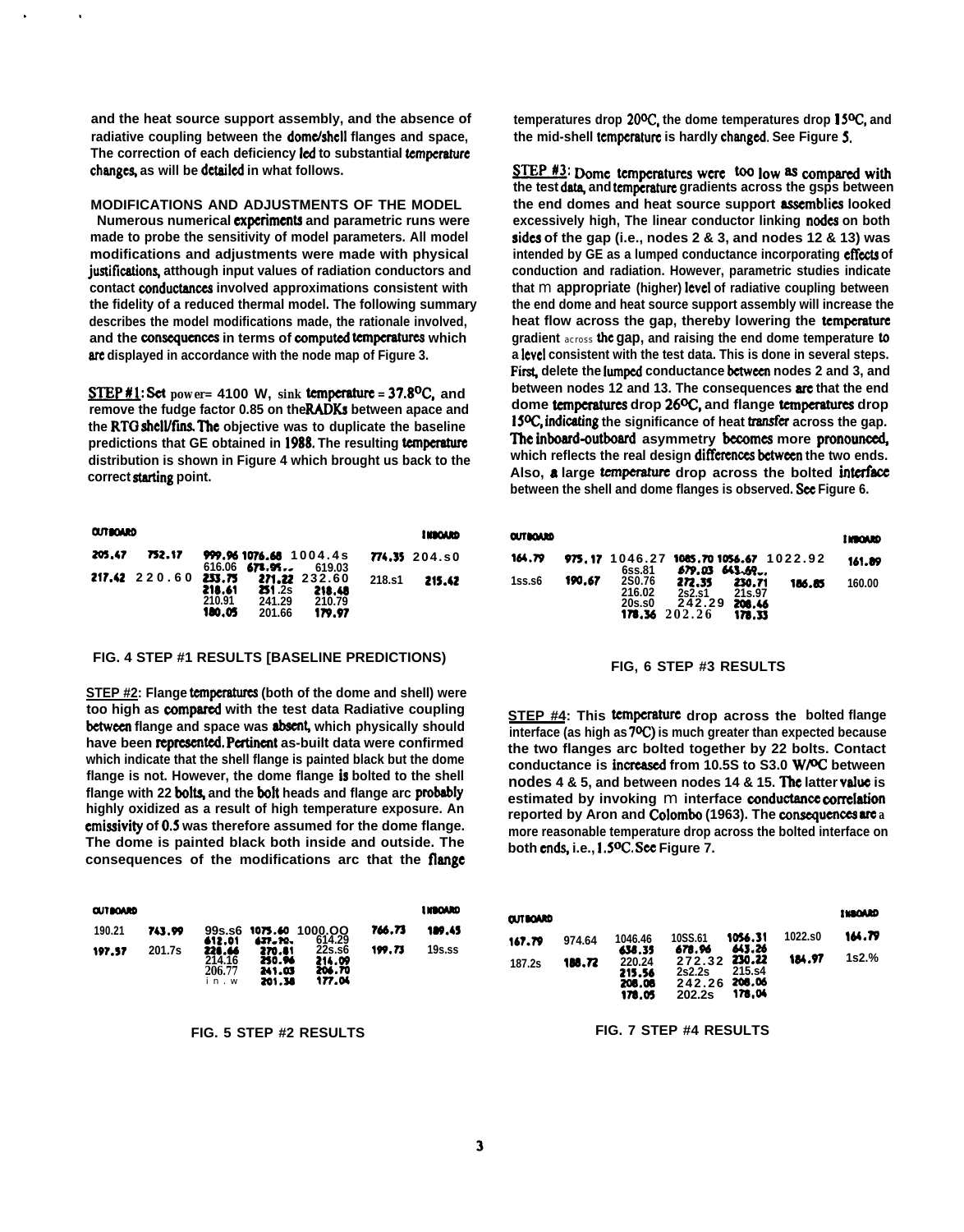and the heat source support assembly, and the absence of radiative coupling between the dome/shell flanges and space, The correction of each deficiency led to substantial temperature changes, as will be detailed in what follows.

## MODIFICATIONS AND ADJUSTMENTS OF THE MODEL

Numerous numerical experiments and parametric runs were made to probe the sensitivity of model parameters. All model modifications and adjustments were made with physical justifications, although input values of radiation conductors and contact conductances involved approximations consistent with the fidelity of a reduced thermal model. The following summary describes the model modifications made, the rationale involved, and the consequences in terms of computed temperatures which are displayed in accordance with the node map of Figure 3.

**STEP #1**: Set power= 4100 W, sink temperature = 37.8°C, and remove the fudge factor 0.85 on the RADKs between apace and the RTG shell/fins. The objective was to duplicate the baseline predictions that GE obtained in 1988. The resulting temperature distribution is shown in Figure 4 which brought us back to the correct starting point.

| OUTBOARD | | | | | | INBOARD |
|---|---|---|---|---|---|---|
| 205.47 | 752.17 | 999.96 | 1076.68 | 1004.4s | 774.35 | 204.s0 |
| | | 616.06 | 671.9s.. | 619.03 | | |
| 217.42 | 220.60 | 233.75 | 271.22 | 232.60 | 218.s1 | 215.42 |
| | | 218.61 | 251.2s | 218.48 | | |
| | | 210.91 | 241.29 | 210.79 | | |
| | | 180.05 | 201.66 | 179.97 | | |

FIG. 4 STEP #1 RESULTS [BASELINE PREDICTIONS)

**STEP #2**: Flange temperatures (both of the dome and shell) were too high as compared with the test data Radiative coupling between flange and space was absent, which physically should have been represented. Pertinent as-built data were confirmed which indicate that the shell flange is painted black but the dome flange is not. However, the dome flange is bolted to the shell flange with 22 bolts, and the bolt heads and flange arc probably highly oxidized as a result of high temperature exposure. An emissivity of 0.5 was therefore assumed for the dome flange. The dome is painted black both inside and outside. The consequences of the modifications arc that the flange temperatures drop 20°C, the dome temperatures drop 15°C, and the mid-shell temperature is hardly changed. See Figure 5.

| OUTBOARD | | | | | | INBOARD |
|---|---|---|---|---|---|---|
| 190.21 | 743.99 | 99s.s6 | 1075.60 | 1000.OO | 766.73 | 189.45 |
| | | 612.01 | 637.70. | 614.29 | | |
| 197.57 | 201.7s | 228.66 | 270.81 | 22s.s6 | 199.73 | 19s.ss |
| | | 214.16 | 250.96 | 214.09 | | |
| | | 206.77 | 241.03 | 206.70 | | |
| | | in.w | 201.38 | 177.04 | | |

FIG. 5 STEP #2 RESULTS

**STEP #3**: Dome temperatures were too low as compared with the test data, and temperature gradients across the gsps between the end domes and heat source support assemblies looked excessively high, The linear conductor linking nodes on both sides of the gap (i.e., nodes 2 & 3, and nodes 12 & 13) was intended by GE as a lumped conductance incorporating effects of conduction and radiation. However, parametric studies indicate that m appropriate (higher) level of radiative coupling between the end dome and heat source support assembly will increase the heat flow across the gap, thereby lowering the temperature gradient across the gap, and raising the end dome temperature to a level consistent with the test data. This is done in several steps. First, delete the lumped conductance between nodes 2 and 3, and between nodes 12 and 13. The consequences are that the end dome temperatures drop 26°C, and flange temperatures drop 15°C, indicating the significance of heat transfer across the gap. The inboard-outboard asymmetry becomes more pronounced, which reflects the real design differences between the two ends. Also, a large temperature drop across the bolted interface between the shell and dome flanges is observed. See Figure 6.

| OUTBOARD | | | | | | INBOARD |
|---|---|---|---|---|---|---|
| 164.79 | 975.17 | 1046.27 | 1085.70 | 1056.67 | 1022.92 | 161.89 |
| | | 6ss.81 | 679.03 | 643.69.. | | |
| 1ss.s6 | 190.67 | 2S0.76 | 272.35 | 230.71 | 186.85 | 160.00 |
| | | 216.02 | 2s2.s1 | 21s.97 | | |
| | | 20s.s0 | 242.29 | 208.46 | | |
| | | 178.36 | 202.26 | 178.33 | | |

FIG, 6 STEP #3 RESULTS

**STEP #4**: This temperature drop across the bolted flange interface (as high as 7°C) is much greater than expected because the two flanges arc bolted together by 22 bolts. Contact conductance is increased from 10.5S to S3.0 W/°C between nodes 4 & 5, and between nodes 14 & 15. The latter value is estimated by invoking m interface conductance correlation reported by Aron and Colombo (1963). The consequences are a more reasonable temperature drop across the bolted interface on both ends, i.e., 1.5°C. See Figure 7.

| OUTBOARD | | | | | | INBOARD |
|---|---|---|---|---|---|---|
| 167.79 | 974.64 | 1046.46 | 10SS.61 | 1056.31 | 1022.s0 | 164.79 |
| | | 638.35 | 678.96 | 643.26 | | |
| 187.2s | 188.72 | 220.24 | 272.32 | 230.22 | 184.97 | 1s2.% |
| | | 215.56 | 2s2.2s | 215.s4 | | |
| | | 208.08 | 242.26 | 208.06 | | |
| | | 178.05 | 202.2s | 178.04 | | |

FIG. 7 STEP #4 RESULTS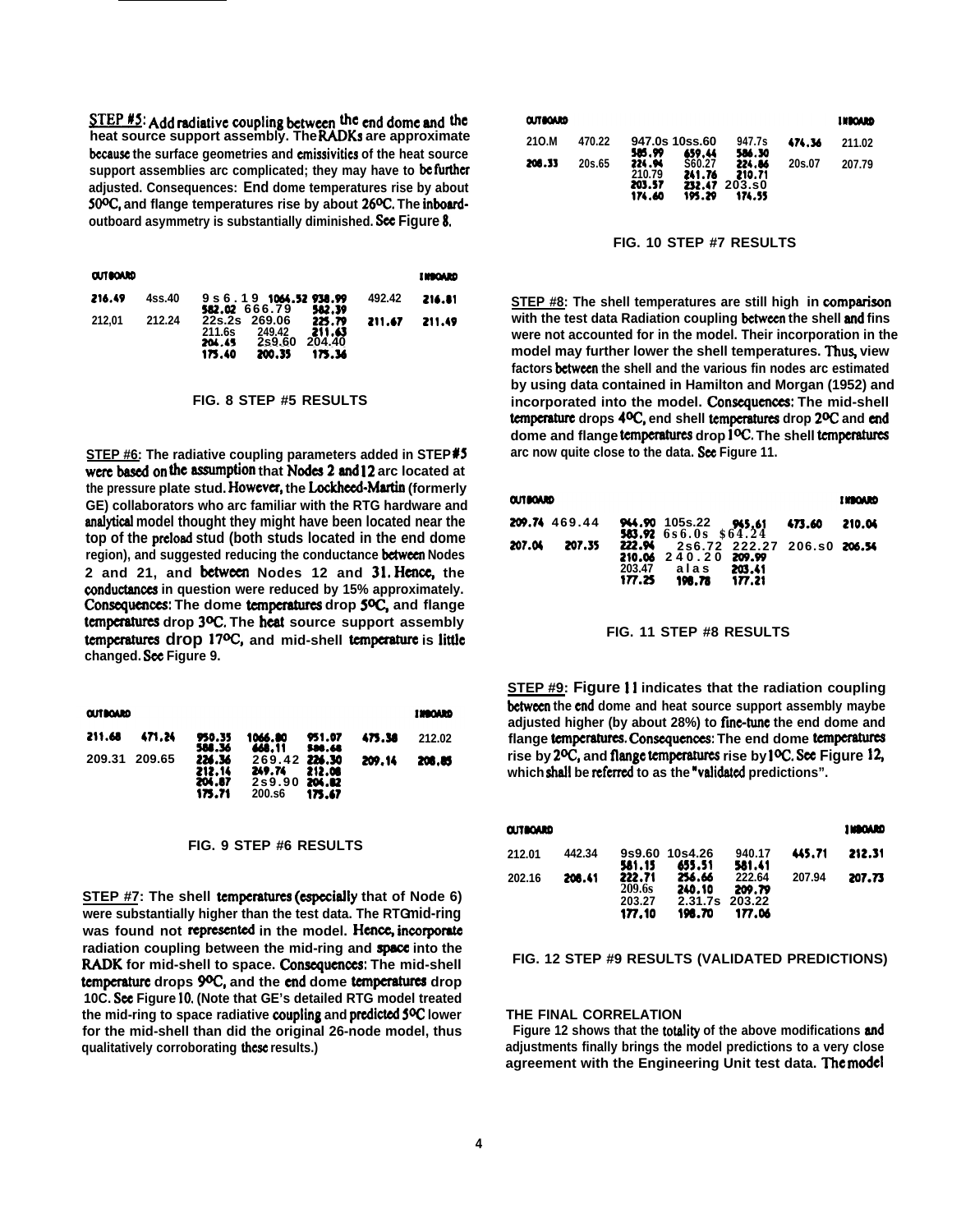**STEP #5**: Add radiative coupling between the end dome and the heat source support assembly. The RADKs are approximate because the surface geometries and emissivities of the heat source support assemblies are complicated; they may have to be further adjusted. Consequences: End dome temperatures rise by about 50°C, and flange temperatures rise by about 26°C. The inboard-outboard asymmetry is substantially diminished. See Figure 8.

| OUTBOARD | | | | | | INBOARD |
|---|---|---|---|---|---|---|
| 216.49 | 4ss.40 | 9s6.19 | 1064.52 | 938.99 | 492.42 | 216.81 |
| | | 582.02 | 666.79 | 582.39 | | |
| 212,01 | 212.24 | 22s.2s | 269.06 | 225.79 | 211.67 | 211.49 |
| | | 211.6s | 249.42 | 211.63 | | |
| | | 204.45 | 2s9.60 | 204.40 | | |
| | | 175.40 | 200.35 | 175.36 | | |

FIG. 8 STEP #5 RESULTS

**STEP #6**: The radiative coupling parameters added in STEP #5 were based on the assumption that Nodes 2 and 12 are located at the pressure plate stud. However, the Lockheed-Martin (formerly GE) collaborators who are familiar with the RTG hardware and analytical model thought they might have been located near the top of the preload stud (both studs located in the end dome region), and suggested reducing the conductance between Nodes 2 and 21, and between Nodes 12 and 31. Hence, the conductances in question were reduced by 15% approximately. Consequences: The dome temperatures drop 5°C, and flange temperatures drop 3°C. The heat source support assembly temperatures drop 17°C, and mid-shell temperature is little changed. See Figure 9.

| OUTBOARD | | | | | | INBOARD |
|---|---|---|---|---|---|---|
| 211.68 | 471.24 | 950.35 | 1066.80 | 951.07 | 475.38 | 212.02 |
| | | 588.36 | 668.11 | 588.68 | | |
| 209.31 | 209.65 | 226.36 | 269.42 | 226.30 | 209.14 | 208.85 |
| | | 212.14 | 249.74 | 212.08 | | |
| | | 204.87 | 2s9.90 | 204.82 | | |
| | | 175.71 | 200.s6 | 175.67 | | |

FIG. 9 STEP #6 RESULTS

**STEP #7**: The shell temperatures (especially that of Node 6) were substantially higher than the test data. The RTG mid-ring was found not represented in the model. Hence, incorporate radiation coupling between the mid-ring and space into the RADK for mid-shell to space. Consequences: The mid-shell temperature drops 9°C, and the end dome temperatures drop 1°C. See Figure 10. (Note that GE's detailed RTG model treated the mid-ring to space radiative coupling and predicted 5°C lower for the mid-shell than did the original 26-node model, thus qualitatively corroborating these results.)

| OUTBOARD | | | | | | INBOARD |
|---|---|---|---|---|---|---|
| 21O.M | 470.22 | 947.0s | 10ss.60 | 947.7s | 474.36 | 211.02 |
| | | 585.99 | 659.44 | 586.30 | | |
| 208.33 | 20s.65 | 224.94 | S60.27 | 224.86 | 20s.07 | 207.79 |
| | | 210.79 | 241.76 | 210.71 | | |
| | | 203.57 | 232.47 | 203.s0 | | |
| | | 174.60 | 195.29 | 174.55 | | |

FIG. 10 STEP #7 RESULTS

**STEP #8**: The shell temperatures are still high in comparison with the test data Radiation coupling between the shell and fins were not accounted for in the model. Their incorporation in the model may further lower the shell temperatures. Thus, view factors between the shell and the various fin nodes are estimated by using data contained in Hamilton and Morgan (1952) and incorporated into the model. Consequences: The mid-shell temperature drops 4°C, end shell temperatures drop 2°C and end dome and flange temperatures drop 1°C. The shell temperatures are now quite close to the data. See Figure 11.

| OUTBOARD | | | | | | INBOARD |
|---|---|---|---|---|---|---|
| 209.74 | 469.44 | 944.90 | 105s.22 | 945.61 | 473.60 | 210.04 |
| | | 583.92 | 6s6.0s | $64.24 | | |
| 207.04 | 207.35 | 222.94 | 2s6.72 | 222.27 | 206.s0 | 206.54 |
| | | 210.06 | 240.20 | 209.99 | | |
| | | 203.47 | alas | 203.41 | | |
| | | 177.25 | 198.78 | 177.21 | | |

FIG. 11 STEP #8 RESULTS

**STEP #9**: Figure 11 indicates that the radiation coupling between the end dome and heat source support assembly maybe adjusted higher (by about 28%) to fine-tune the end dome and flange temperatures. Consequences: The end dome temperatures rise by 2°C, and flange temperatures rise by 1°C. See Figure 12, which shall be referred to as the "validated predictions".

| OUTBOARD | | | | | | INBOARD |
|---|---|---|---|---|---|---|
| 212.01 | 442.34 | 9s9.60 | 10s4.26 | 940.17 | 445.71 | 212.31 |
| | | 581.15 | 655.51 | 581.41 | | |
| 202.16 | 208.41 | 222.71 | 256.66 | 222.64 | 207.94 | 207.73 |
| | | 209.6s | 240.10 | 209.79 | | |
| | | 203.27 | 2.31.7s | 203.22 | | |
| | | 177.10 | 198.70 | 177.06 | | |

FIG. 12 STEP #9 RESULTS (VALIDATED PREDICTIONS)

## THE FINAL CORRELATION

Figure 12 shows that the totality of the above modifications and adjustments finally brings the model predictions to a very close agreement with the Engineering Unit test data. The model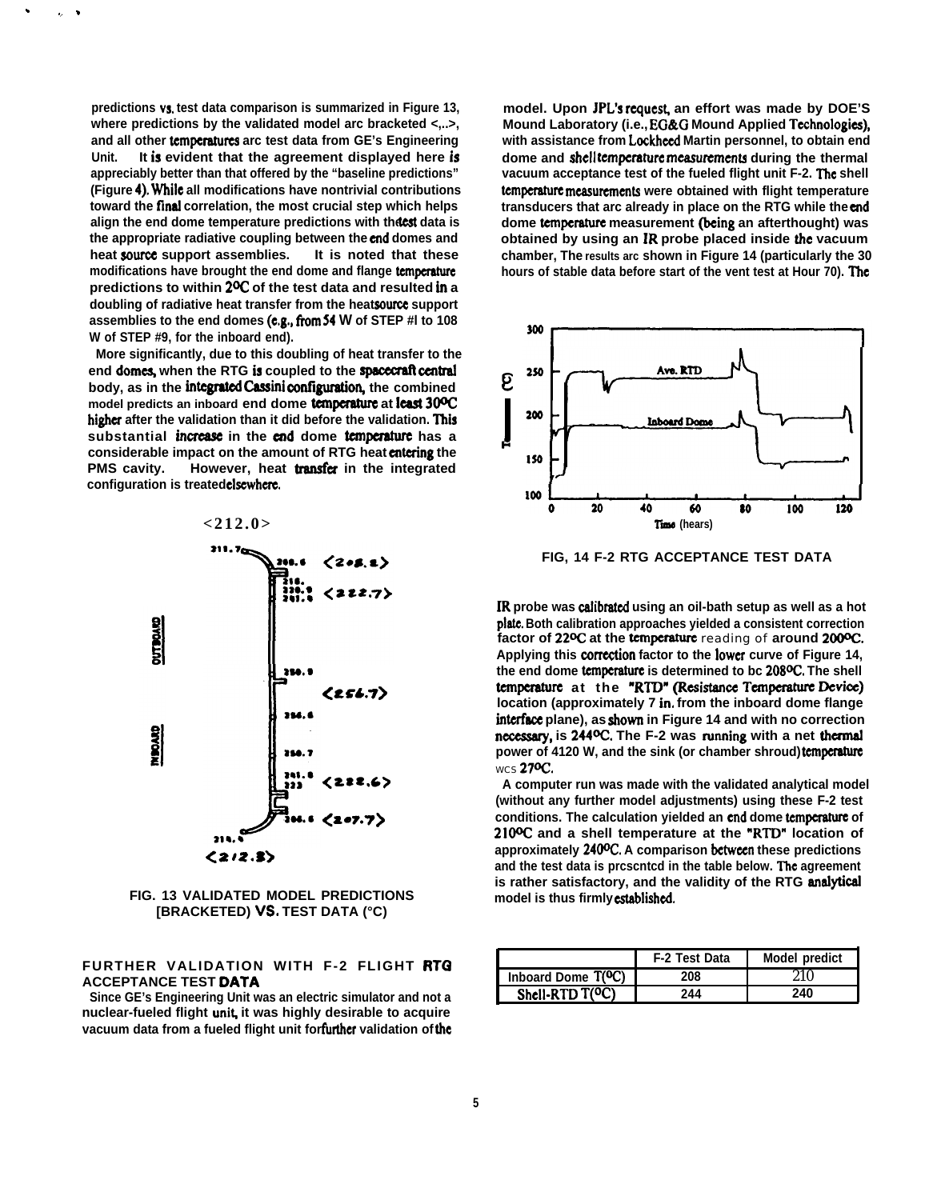predictions vs. test data comparison is summarized in Figure 13, where predictions by the validated model are bracketed <,..>, and all other temperatures are test data from GE's Engineering Unit. It is evident that the agreement displayed here is appreciably better than that offered by the "baseline predictions" (Figure 4). While all modifications have nontrivial contributions toward the final correlation, the most crucial step which helps align the end dome temperature predictions with the test data is the appropriate radiative coupling between the end domes and heat source support assemblies. It is noted that these modifications have brought the end dome and flange temperature predictions to within 2°C of the test data and resulted in a doubling of radiative heat transfer from the heat source support assemblies to the end domes (e.g., from 54 W of STEP #l to 108 W of STEP #9, for the inboard end).

More significantly, due to this doubling of heat transfer to the end domes, when the RTG is coupled to the spacecraft central body, as in the integrated Cassini configuration, the combined model predicts an inboard end dome temperature at least 30°C higher after the validation than it did before the validation. This substantial increase in the end dome temperature has a considerable impact on the amount of RTG heat entering the PMS cavity. However, heat transfer in the integrated configuration is treated elsewhere.

FIG. 13 VALIDATED MODEL PREDICTIONS [BRACKETED] VS. TEST DATA (°C)

## FURTHER VALIDATION WITH F-2 FLIGHT RTG ACCEPTANCE TEST DATA

Since GE's Engineering Unit was an electric simulator and not a nuclear-fueled flight unit, it was highly desirable to acquire vacuum data from a fueled flight unit for further validation of the model. Upon JPL's request, an effort was made by DOE'S Mound Laboratory (i.e., EG&G Mound Applied Technologies), with assistance from Lockheed Martin personnel, to obtain end dome and shell temperature measurements during the thermal vacuum acceptance test of the fueled flight unit F-2. The shell temperature measurements were obtained with flight temperature transducers that are already in place on the RTG while the end dome temperature measurement (being an afterthought) was obtained by using an IR probe placed inside the vacuum chamber. The results are shown in Figure 14 (particularly the 30 hours of stable data before start of the vent test at Hour 70). The

FIG. 14 F-2 RTG ACCEPTANCE TEST DATA

IR probe was calibrated using an oil-bath setup as well as a hot plate. Both calibration approaches yielded a consistent correction factor of 22°C at the temperature reading of around 200°C. Applying this correction factor to the lower curve of Figure 14, the end dome temperature is determined to be 208°C. The shell temperature at the "RTD" (Resistance Temperature Device) location (approximately 7 in. from the inboard dome flange interface plane), as shown in Figure 14 and with no correction necessary, is 244°C. The F-2 was running with a net thermal power of 4120 W, and the sink (or chamber shroud) temperature was 27°C.

A computer run was made with the validated analytical model (without any further model adjustments) using these F-2 test conditions. The calculation yielded an end dome temperature of 210°C and a shell temperature at the "RTD" location of approximately 240°C. A comparison between these predictions and the test data is presented in the table below. The agreement is rather satisfactory, and the validity of the RTG analytical model is thus firmly established.

| | F-2 Test Data | Model predict |
|---|---|---|
| Inboard Dome T(°C) | 208 | 210 |
| Shell-RTD T(°C) | 244 | 240 |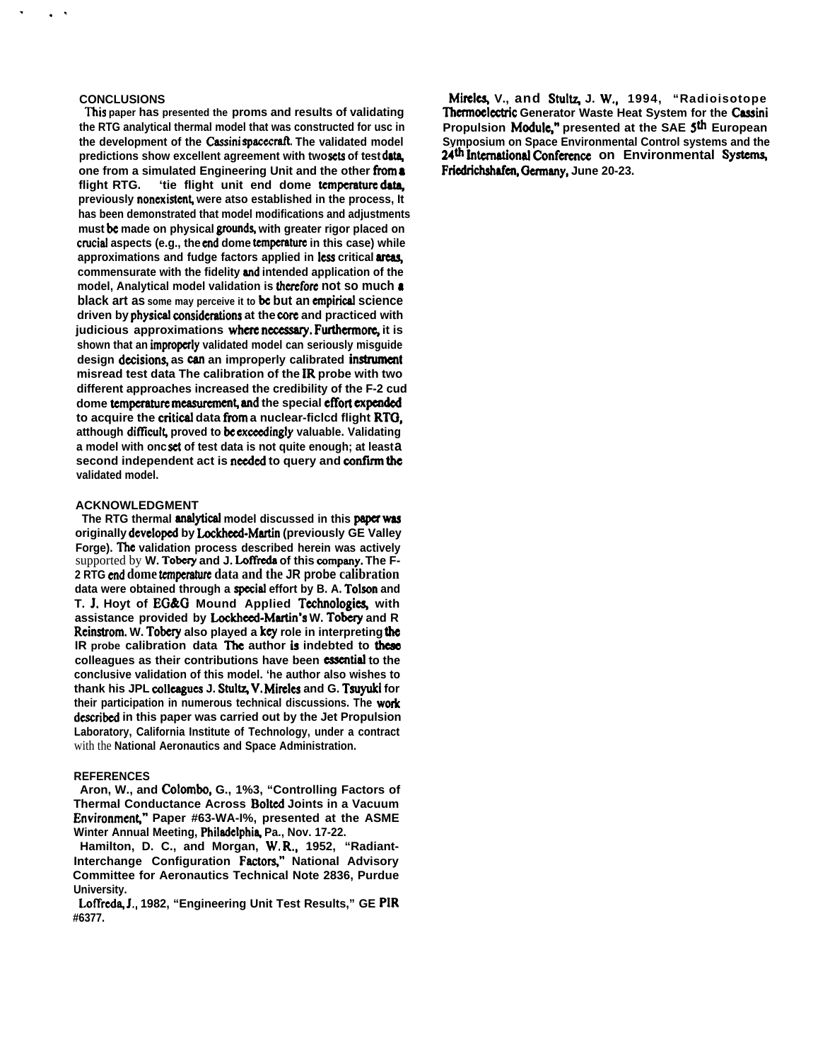## CONCLUSIONS

This paper has presented the proms and results of validating the RTG analytical thermal model that was constructed for usc in the development of the Cassini spacecraft. The validated model predictions show excellent agreement with two sets of test data, one from a simulated Engineering Unit and the other from a flight RTG. 'tie flight unit end dome temperature data, previously nonexistent, were atso established in the process, It has been demonstrated that model modifications and adjustments must be made on physical grounds, with greater rigor placed on crucial aspects (e.g., the end dome temperature in this case) while approximations and fudge factors applied in less critical areas, commensurate with the fidelity and intended application of the model, Analytical model validation is therefore not so much a black art as some may perceive it to be but an empirical science driven by physical considerations at the core and practiced with judicious approximations where necessary. Furthermore, it is shown that an improperly validated model can seriously misguide design decisions, as can an improperly calibrated instrument misread test data The calibration of the IR probe with two different approaches increased the credibility of the F-2 cud dome temperature measurement, and the special effort expended to acquire the critical data from a nuclear-ficlcd flight RTG, atthough difficult, proved to be exceedingly valuable. Validating a model with onc set of test data is not quite enough; at least a second independent act is needed to query and confirm the validated model.

## ACKNOWLEDGMENT

The RTG thermal analytical model discussed in this paper was originally developed by Lockheed-Martin (previously GE Valley Forge). The validation process described herein was actively supported by W. Tobery and J. Loffreda of this company. The F-2 RTG end dome temperature data and the JR probe calibration data were obtained through a special effort by B. A. Tolson and T. J. Hoyt of EG&G Mound Applied Technologies, with assistance provided by Lockheed-Martin's W. Tobery and R Reinstrom. W. Tobery also played a key role in interpreting the IR probe calibration data The author is indebted to these colleagues as their contributions have been essential to the conclusive validation of this model. 'he author also wishes to thank his JPL colleagues J. Stultz, V. Mireles and G. Tsuyuki for their participation in numerous technical discussions. The work described in this paper was carried out by the Jet Propulsion Laboratory, California Institute of Technology, under a contract with the National Aeronautics and Space Administration.

## REFERENCES

Aron, W., and Colombo, G., 1%3, "Controlling Factors of Thermal Conductance Across Bolted Joints in a Vacuum Environment," Paper #63-WA-I%, presented at the ASME Winter Annual Meeting, Philadelphia, Pa., Nov. 17-22.

Hamilton, D. C., and Morgan, W. R., 1952, "Radiant-Interchange Configuration Factors," National Advisory Committee for Aeronautics Technical Note 2836, Purdue University.

Loffreda, J., 1982, "Engineering Unit Test Results," GE PIR #6377.

Mireles, V., and Stultz, J. W., 1994, "Radioisotope Thermoelectric Generator Waste Heat System for the Cassini Propulsion Module," presented at the SAE 5th European Symposium on Space Environmental Control systems and the 24th International Conference on Environmental Systems, Friedrichshafen, Germany, June 20-23.